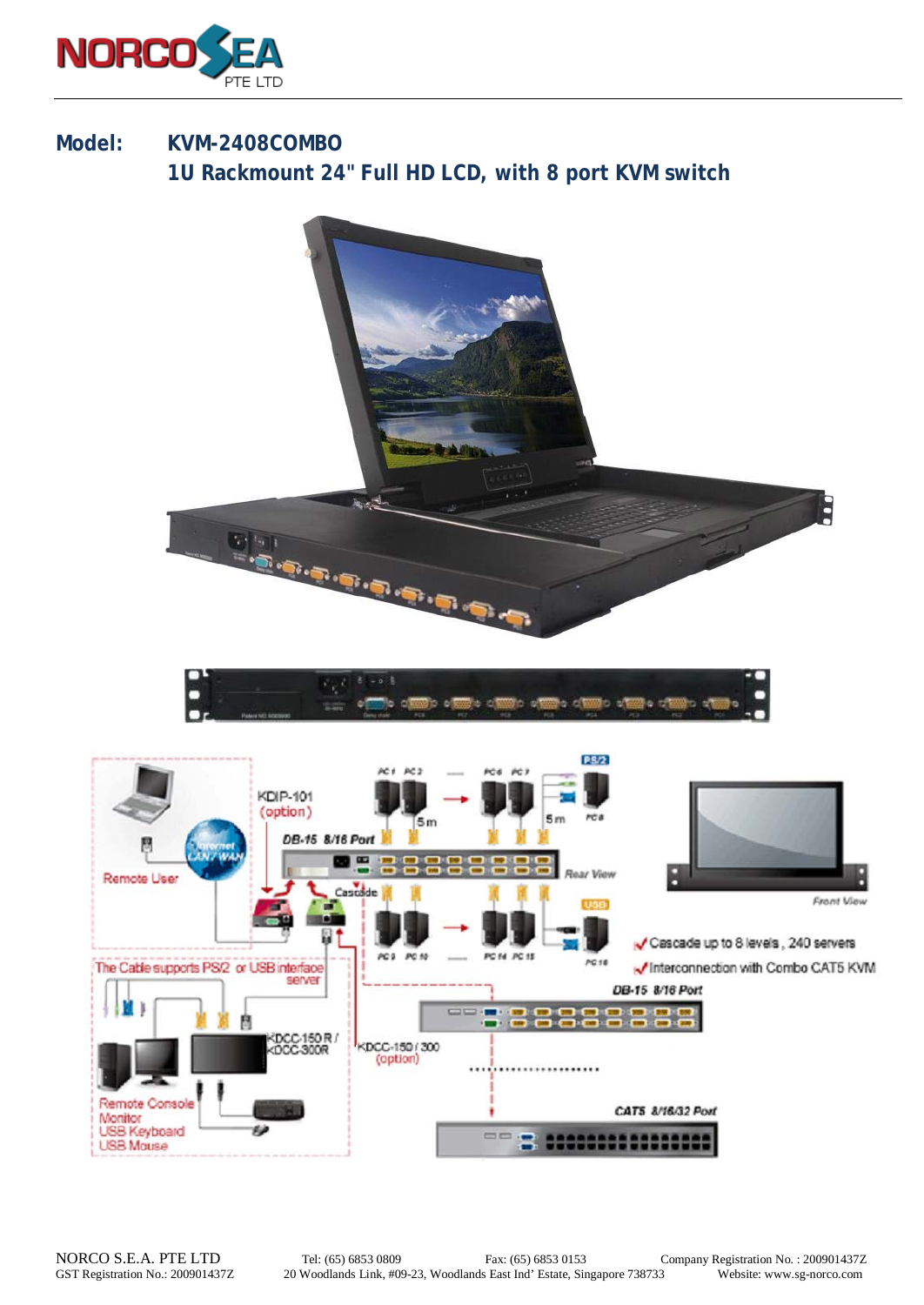**Model:** **KVM-2408COMBO**

**1U Rackmount 24" Full HD LCD, with 8 port KVM switch**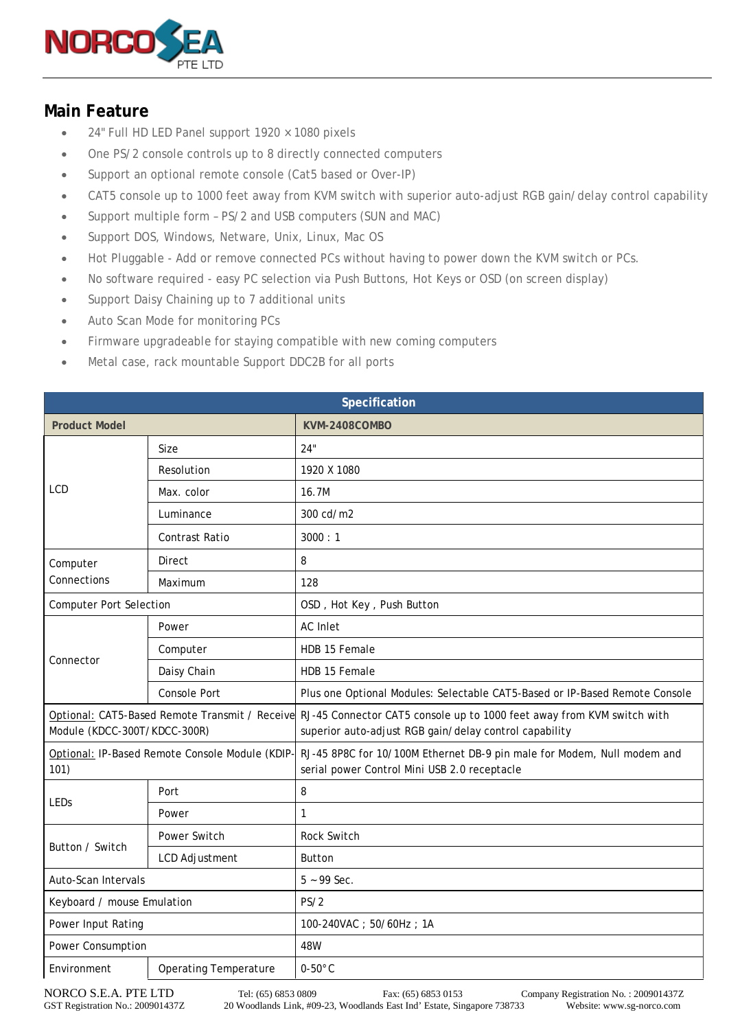## Main Feature

- 24" Full HD LED Panel support 1920 × 1080 pixels
- One PS/2 console controls up to 8 directly connected computers
- Support an optional remote console (Cat5 based or Over-IP)
- CAT5 console up to 1000 feet away from KVM switch with superior auto-adjust RGB gain/delay control capability
- Support multiple form – PS/2 and USB computers (SUN and MAC)
- Support DOS, Windows, Netware, Unix, Linux, Mac OS
- Hot Pluggable - Add or remove connected PCs without having to power down the KVM switch or PCs.
- No software required - easy PC selection via Push Buttons, Hot Keys or OSD (on screen display)
- Support Daisy Chaining up to 7 additional units
- Auto Scan Mode for monitoring PCs
- Firmware upgradeable for staying compatible with new coming computers
- Metal case, rack mountable Support DDC2B for all ports

| Specification | | |
|---|---|---|
| **Product Model** | | **KVM-2408COMBO** |
| LCD | Size | 24" |
| | Resolution | 1920 X 1080 |
| | Max. color | 16.7M |
| | Luminance | 300 cd/m2 |
| | Contrast Ratio | 3000 : 1 |
| Computer Connections | Direct | 8 |
| | Maximum | 128 |
| Computer Port Selection | | OSD , Hot Key , Push Button |
| Connector | Power | AC Inlet |
| | Computer | HDB 15 Female |
| | Daisy Chain | HDB 15 Female |
| | Console Port | Plus one Optional Modules: Selectable CAT5-Based or IP-Based Remote Console |
| Optional: CAT5-Based Remote Transmit / Receive Module (KDCC-300T/KDCC-300R) | | RJ-45 Connector CAT5 console up to 1000 feet away from KVM switch with superior auto-adjust RGB gain/delay control capability |
| Optional: IP-Based Remote Console Module (KDIP-101) | | RJ-45 8P8C for 10/100M Ethernet DB-9 pin male for Modem, Null modem and serial power Control Mini USB 2.0 receptacle |
| LEDs | Port | 8 |
| | Power | 1 |
| Button / Switch | Power Switch | Rock Switch |
| | LCD Adjustment | Button |
| Auto-Scan Intervals | | 5 ~ 99 Sec. |
| Keyboard / mouse Emulation | | PS/2 |
| Power Input Rating | | 100-240VAC ; 50/60Hz ; 1A |
| Power Consumption | | 48W |
| Environment | Operating Temperature | 0-50°C |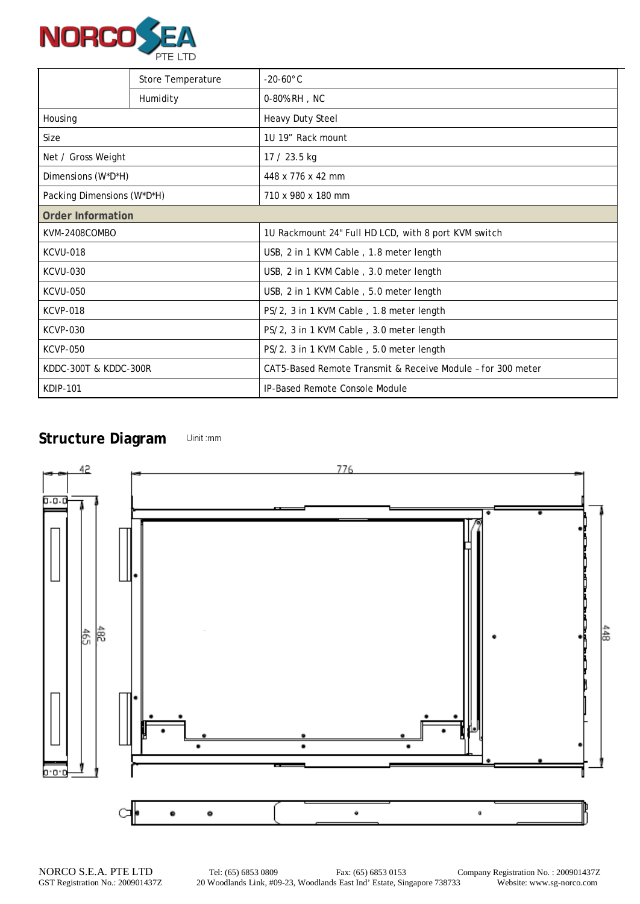| | | |
|---|---|---|
| | Store Temperature | -20-60°C |
| | Humidity | 0-80%RH , NC |
| Housing | | Heavy Duty Steel |
| Size | | 1U 19" Rack mount |
| Net / Gross Weight | | 17 / 23.5 kg |
| Dimensions (W*D*H) | | 448 x 776 x 42 mm |
| Packing Dimensions (W*D*H) | | 710 x 980 x 180 mm |
| **Order Information** | | |
| KVM-2408COMBO | | 1U Rackmount 24" Full HD LCD, with 8 port KVM switch |
| KCVU-018 | | USB, 2 in 1 KVM Cable , 1.8 meter length |
| KCVU-030 | | USB, 2 in 1 KVM Cable , 3.0 meter length |
| KCVU-050 | | USB, 2 in 1 KVM Cable , 5.0 meter length |
| KCVP-018 | | PS/2, 3 in 1 KVM Cable , 1.8 meter length |
| KCVP-030 | | PS/2, 3 in 1 KVM Cable , 3.0 meter length |
| KCVP-050 | | PS/2. 3 in 1 KVM Cable , 5.0 meter length |
| KDDC-300T & KDDC-300R | | CAT5-Based Remote Transmit & Receive Module – for 300 meter |
| KDIP-101 | | IP-Based Remote Console Module |

## Structure Diagram

Uinit :mm

42

776

465

482

448